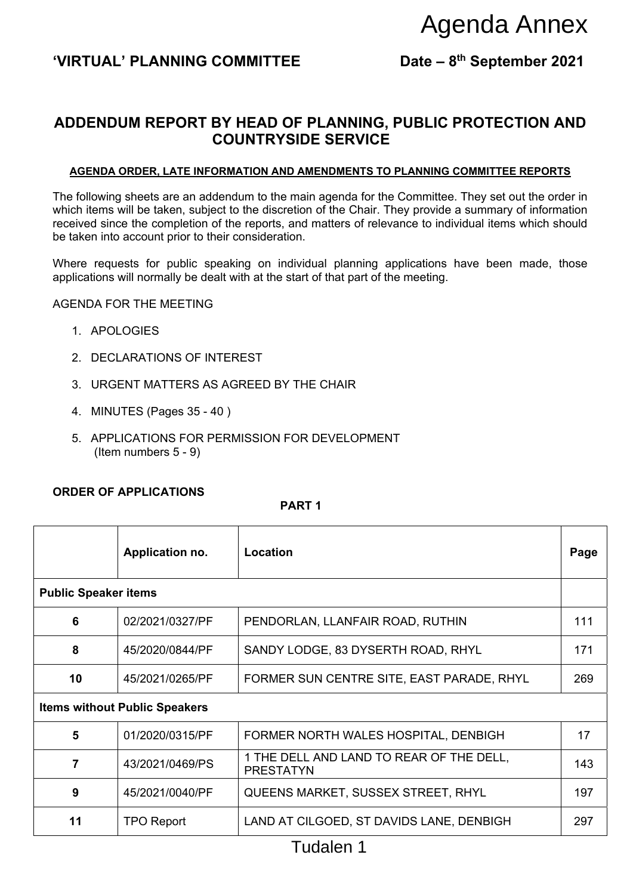# Agenda Annex

**'VIRTUAL' PLANNING COMMITTEE** **Date – 8th September 2021**

## ADDENDUM REPORT BY HEAD OF PLANNING, PUBLIC PROTECTION AND COUNTRYSIDE SERVICE

**AGENDA ORDER, LATE INFORMATION AND AMENDMENTS TO PLANNING COMMITTEE REPORTS**

The following sheets are an addendum to the main agenda for the Committee. They set out the order in which items will be taken, subject to the discretion of the Chair. They provide a summary of information received since the completion of the reports, and matters of relevance to individual items which should be taken into account prior to their consideration.

Where requests for public speaking on individual planning applications have been made, those applications will normally be dealt with at the start of that part of the meeting.

AGENDA FOR THE MEETING

1. APOLOGIES
2. DECLARATIONS OF INTEREST
3. URGENT MATTERS AS AGREED BY THE CHAIR
4. MINUTES (Pages 35 - 40 )
5. APPLICATIONS FOR PERMISSION FOR DEVELOPMENT (Item numbers 5 - 9)

**ORDER OF APPLICATIONS**

**PART 1**

| | Application no. | Location | Page |
|---|---|---|---|
| **Public Speaker items** | | | |
| **6** | 02/2021/0327/PF | PENDORLAN, LLANFAIR ROAD, RUTHIN | 111 |
| **8** | 45/2020/0844/PF | SANDY LODGE, 83 DYSERTH ROAD, RHYL | 171 |
| **10** | 45/2021/0265/PF | FORMER SUN CENTRE SITE, EAST PARADE, RHYL | 269 |
| **Items without Public Speakers** | | | |
| **5** | 01/2020/0315/PF | FORMER NORTH WALES HOSPITAL, DENBIGH | 17 |
| **7** | 43/2021/0469/PS | 1 THE DELL AND LAND TO REAR OF THE DELL, PRESTATYN | 143 |
| **9** | 45/2021/0040/PF | QUEENS MARKET, SUSSEX STREET, RHYL | 197 |
| **11** | TPO Report | LAND AT CILGOED, ST DAVIDS LANE, DENBIGH | 297 |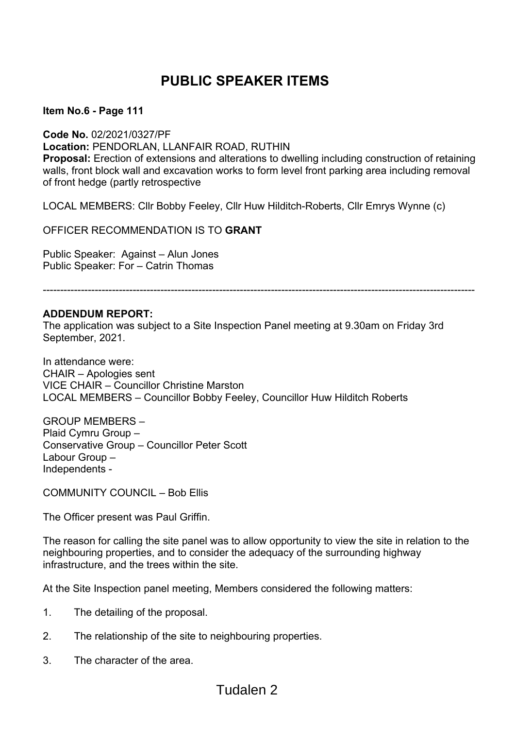# PUBLIC SPEAKER ITEMS

**Item No.6 - Page 111**

**Code No.** 02/2021/0327/PF
**Location:** PENDORLAN, LLANFAIR ROAD, RUTHIN
**Proposal:** Erection of extensions and alterations to dwelling including construction of retaining walls, front block wall and excavation works to form level front parking area including removal of front hedge (partly retrospective

LOCAL MEMBERS: Cllr Bobby Feeley, Cllr Huw Hilditch-Roberts, Cllr Emrys Wynne (c)

OFFICER RECOMMENDATION IS TO **GRANT**

Public Speaker: Against – Alun Jones
Public Speaker: For – Catrin Thomas

---

**ADDENDUM REPORT:**
The application was subject to a Site Inspection Panel meeting at 9.30am on Friday 3rd September, 2021.

In attendance were:
CHAIR – Apologies sent
VICE CHAIR – Councillor Christine Marston
LOCAL MEMBERS – Councillor Bobby Feeley, Councillor Huw Hilditch Roberts

GROUP MEMBERS –
Plaid Cymru Group –
Conservative Group – Councillor Peter Scott
Labour Group –
Independents -

COMMUNITY COUNCIL – Bob Ellis

The Officer present was Paul Griffin.

The reason for calling the site panel was to allow opportunity to view the site in relation to the neighbouring properties, and to consider the adequacy of the surrounding highway infrastructure, and the trees within the site.

At the Site Inspection panel meeting, Members considered the following matters:

1. The detailing of the proposal.

2. The relationship of the site to neighbouring properties.

3. The character of the area.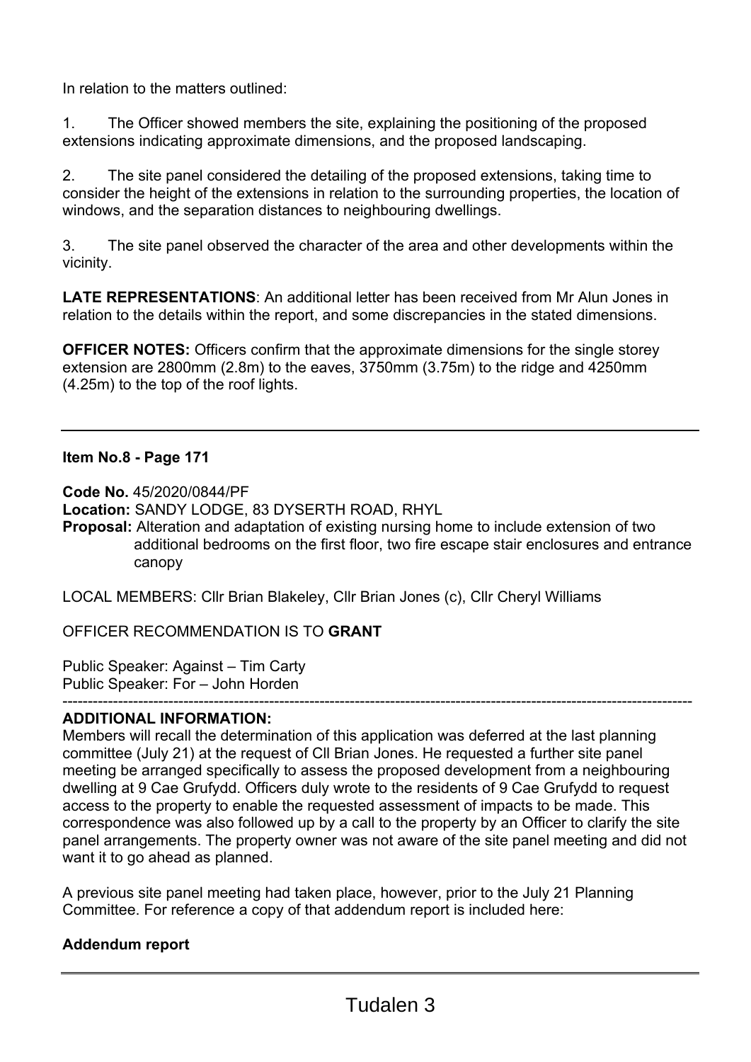In relation to the matters outlined:

1. The Officer showed members the site, explaining the positioning of the proposed extensions indicating approximate dimensions, and the proposed landscaping.

2. The site panel considered the detailing of the proposed extensions, taking time to consider the height of the extensions in relation to the surrounding properties, the location of windows, and the separation distances to neighbouring dwellings.

3. The site panel observed the character of the area and other developments within the vicinity.

**LATE REPRESENTATIONS**: An additional letter has been received from Mr Alun Jones in relation to the details within the report, and some discrepancies in the stated dimensions.

**OFFICER NOTES:** Officers confirm that the approximate dimensions for the single storey extension are 2800mm (2.8m) to the eaves, 3750mm (3.75m) to the ridge and 4250mm (4.25m) to the top of the roof lights.

---

**Item No.8 - Page 171**

**Code No.** 45/2020/0844/PF
**Location:** SANDY LODGE, 83 DYSERTH ROAD, RHYL
**Proposal:** Alteration and adaptation of existing nursing home to include extension of two additional bedrooms on the first floor, two fire escape stair enclosures and entrance canopy

LOCAL MEMBERS: Cllr Brian Blakeley, Cllr Brian Jones (c), Cllr Cheryl Williams

OFFICER RECOMMENDATION IS TO **GRANT**

Public Speaker: Against – Tim Carty
Public Speaker: For – John Horden

---

**ADDITIONAL INFORMATION:**
Members will recall the determination of this application was deferred at the last planning committee (July 21) at the request of Cll Brian Jones. He requested a further site panel meeting be arranged specifically to assess the proposed development from a neighbouring dwelling at 9 Cae Grufydd. Officers duly wrote to the residents of 9 Cae Grufydd to request access to the property to enable the requested assessment of impacts to be made. This correspondence was also followed up by a call to the property by an Officer to clarify the site panel arrangements. The property owner was not aware of the site panel meeting and did not want it to go ahead as planned.

A previous site panel meeting had taken place, however, prior to the July 21 Planning Committee. For reference a copy of that addendum report is included here:

**Addendum report**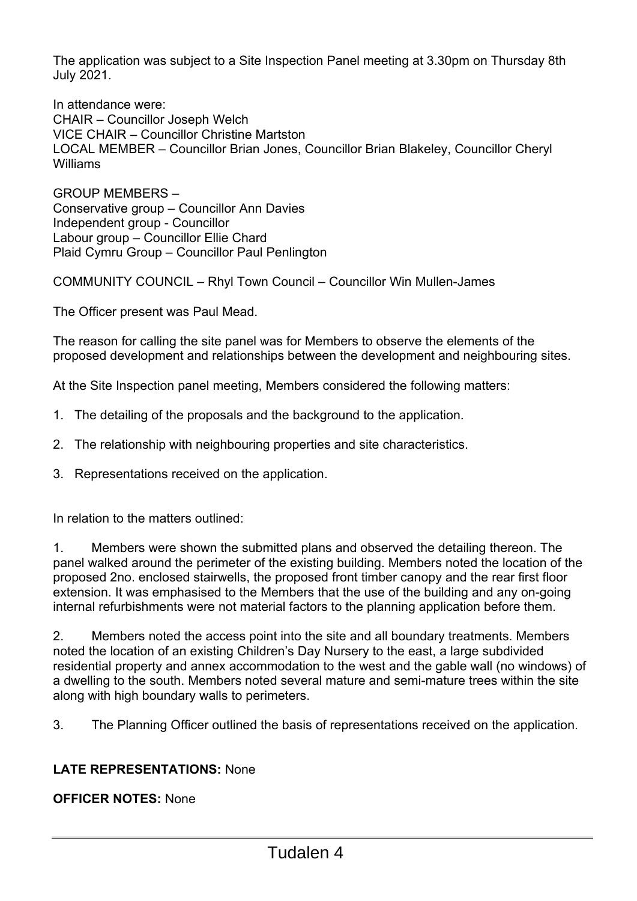The application was subject to a Site Inspection Panel meeting at 3.30pm on Thursday 8th July 2021.

In attendance were:
CHAIR – Councillor Joseph Welch
VICE CHAIR – Councillor Christine Martston
LOCAL MEMBER – Councillor Brian Jones, Councillor Brian Blakeley, Councillor Cheryl Williams

GROUP MEMBERS –
Conservative group – Councillor Ann Davies
Independent group - Councillor
Labour group – Councillor Ellie Chard
Plaid Cymru Group – Councillor Paul Penlington

COMMUNITY COUNCIL – Rhyl Town Council – Councillor Win Mullen-James

The Officer present was Paul Mead.

The reason for calling the site panel was for Members to observe the elements of the proposed development and relationships between the development and neighbouring sites.

At the Site Inspection panel meeting, Members considered the following matters:

1. The detailing of the proposals and the background to the application.
2. The relationship with neighbouring properties and site characteristics.
3. Representations received on the application.

In relation to the matters outlined:

1. Members were shown the submitted plans and observed the detailing thereon. The panel walked around the perimeter of the existing building. Members noted the location of the proposed 2no. enclosed stairwells, the proposed front timber canopy and the rear first floor extension. It was emphasised to the Members that the use of the building and any on-going internal refurbishments were not material factors to the planning application before them.

2. Members noted the access point into the site and all boundary treatments. Members noted the location of an existing Children's Day Nursery to the east, a large subdivided residential property and annex accommodation to the west and the gable wall (no windows) of a dwelling to the south. Members noted several mature and semi-mature trees within the site along with high boundary walls to perimeters.

3. The Planning Officer outlined the basis of representations received on the application.

**LATE REPRESENTATIONS:** None

**OFFICER NOTES:** None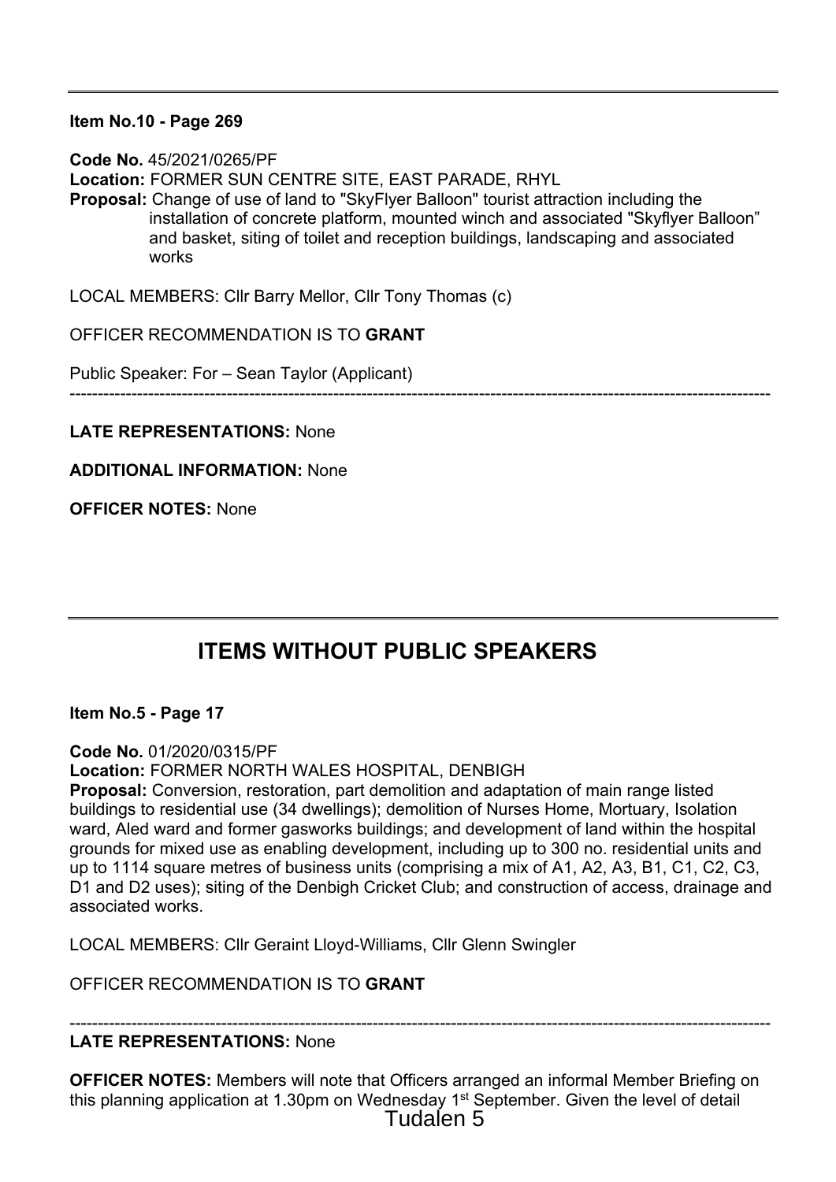---

**Item No.10 - Page 269**

**Code No.** 45/2021/0265/PF
**Location:** FORMER SUN CENTRE SITE, EAST PARADE, RHYL
**Proposal:** Change of use of land to "SkyFlyer Balloon" tourist attraction including the installation of concrete platform, mounted winch and associated "Skyflyer Balloon" and basket, siting of toilet and reception buildings, landscaping and associated works

LOCAL MEMBERS: Cllr Barry Mellor, Cllr Tony Thomas (c)

OFFICER RECOMMENDATION IS TO **GRANT**

Public Speaker: For – Sean Taylor (Applicant)

---

**LATE REPRESENTATIONS:** None

**ADDITIONAL INFORMATION:** None

**OFFICER NOTES:** None

---

## ITEMS WITHOUT PUBLIC SPEAKERS

**Item No.5 - Page 17**

**Code No.** 01/2020/0315/PF
**Location:** FORMER NORTH WALES HOSPITAL, DENBIGH
**Proposal:** Conversion, restoration, part demolition and adaptation of main range listed buildings to residential use (34 dwellings); demolition of Nurses Home, Mortuary, Isolation ward, Aled ward and former gasworks buildings; and development of land within the hospital grounds for mixed use as enabling development, including up to 300 no. residential units and up to 1114 square metres of business units (comprising a mix of A1, A2, A3, B1, C1, C2, C3, D1 and D2 uses); siting of the Denbigh Cricket Club; and construction of access, drainage and associated works.

LOCAL MEMBERS: Cllr Geraint Lloyd-Williams, Cllr Glenn Swingler

OFFICER RECOMMENDATION IS TO **GRANT**

---

**LATE REPRESENTATIONS:** None

**OFFICER NOTES:** Members will note that Officers arranged an informal Member Briefing on this planning application at 1.30pm on Wednesday 1st September. Given the level of detail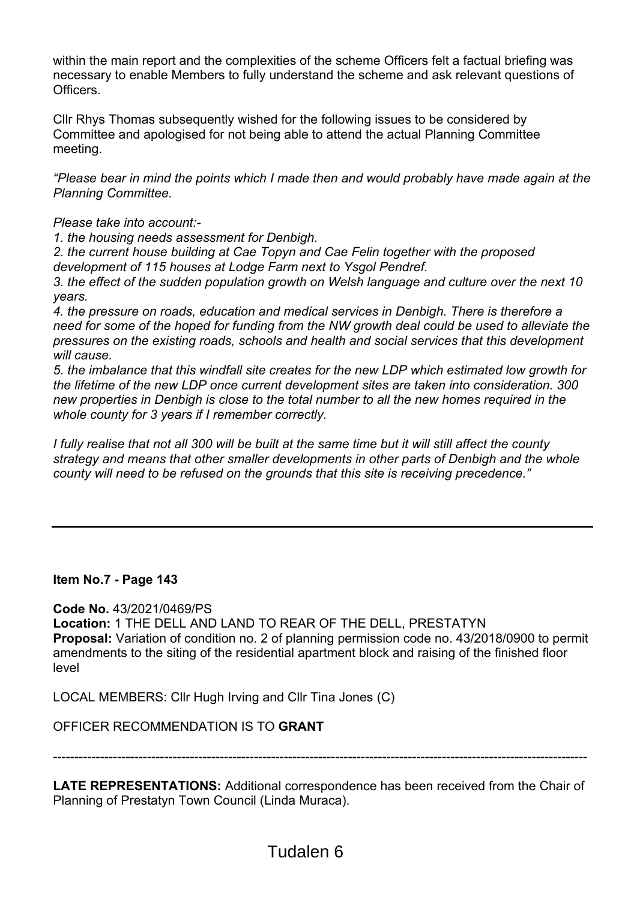within the main report and the complexities of the scheme Officers felt a factual briefing was necessary to enable Members to fully understand the scheme and ask relevant questions of Officers.

Cllr Rhys Thomas subsequently wished for the following issues to be considered by Committee and apologised for not being able to attend the actual Planning Committee meeting.

*"Please bear in mind the points which I made then and would probably have made again at the Planning Committee.*

*Please take into account:-*

*1. the housing needs assessment for Denbigh.*
*2. the current house building at Cae Topyn and Cae Felin together with the proposed development of 115 houses at Lodge Farm next to Ysgol Pendref.*
*3. the effect of the sudden population growth on Welsh language and culture over the next 10 years.*
*4. the pressure on roads, education and medical services in Denbigh. There is therefore a need for some of the hoped for funding from the NW growth deal could be used to alleviate the pressures on the existing roads, schools and health and social services that this development will cause.*
*5. the imbalance that this windfall site creates for the new LDP which estimated low growth for the lifetime of the new LDP once current development sites are taken into consideration. 300 new properties in Denbigh is close to the total number to all the new homes required in the whole county for 3 years if I remember correctly.*

*I fully realise that not all 300 will be built at the same time but it will still affect the county strategy and means that other smaller developments in other parts of Denbigh and the whole county will need to be refused on the grounds that this site is receiving precedence."*

---

**Item No.7 - Page 143**

**Code No.** 43/2021/0469/PS
**Location:** 1 THE DELL AND LAND TO REAR OF THE DELL, PRESTATYN
**Proposal:** Variation of condition no. 2 of planning permission code no. 43/2018/0900 to permit amendments to the siting of the residential apartment block and raising of the finished floor level

LOCAL MEMBERS: Cllr Hugh Irving and Cllr Tina Jones (C)

OFFICER RECOMMENDATION IS TO **GRANT**

---

**LATE REPRESENTATIONS:** Additional correspondence has been received from the Chair of Planning of Prestatyn Town Council (Linda Muraca).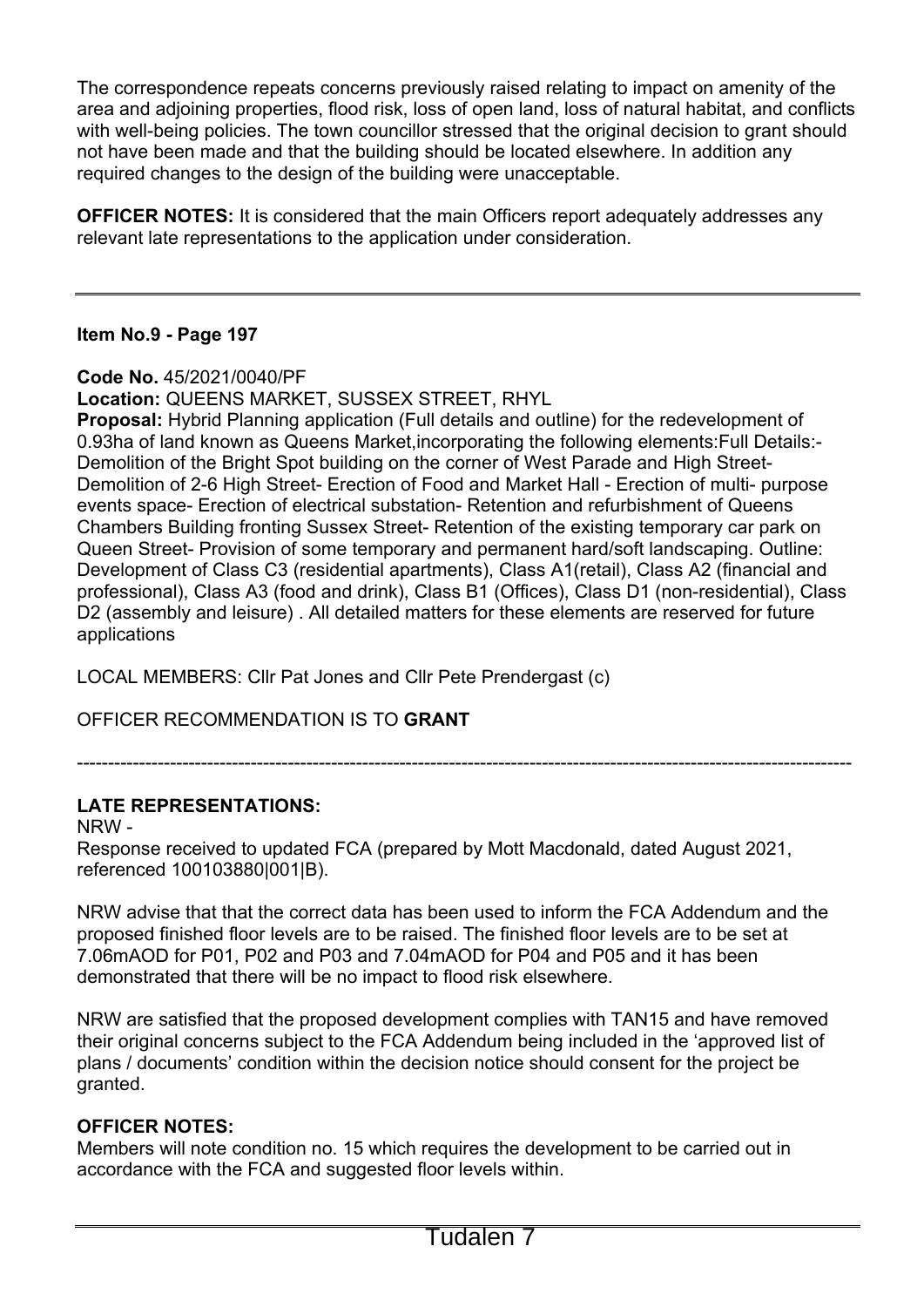The correspondence repeats concerns previously raised relating to impact on amenity of the area and adjoining properties, flood risk, loss of open land, loss of natural habitat, and conflicts with well-being policies. The town councillor stressed that the original decision to grant should not have been made and that the building should be located elsewhere. In addition any required changes to the design of the building were unacceptable.

**OFFICER NOTES:** It is considered that the main Officers report adequately addresses any relevant late representations to the application under consideration.

---

**Item No.9 - Page 197**

**Code No.** 45/2021/0040/PF

**Location:** QUEENS MARKET, SUSSEX STREET, RHYL

**Proposal:** Hybrid Planning application (Full details and outline) for the redevelopment of 0.93ha of land known as Queens Market,incorporating the following elements:Full Details:- Demolition of the Bright Spot building on the corner of West Parade and High Street- Demolition of 2-6 High Street- Erection of Food and Market Hall - Erection of multi- purpose events space- Erection of electrical substation- Retention and refurbishment of Queens Chambers Building fronting Sussex Street- Retention of the existing temporary car park on Queen Street- Provision of some temporary and permanent hard/soft landscaping. Outline: Development of Class C3 (residential apartments), Class A1(retail), Class A2 (financial and professional), Class A3 (food and drink), Class B1 (Offices), Class D1 (non-residential), Class D2 (assembly and leisure) . All detailed matters for these elements are reserved for future applications

LOCAL MEMBERS: Cllr Pat Jones and Cllr Pete Prendergast (c)

OFFICER RECOMMENDATION IS TO **GRANT**

---

**LATE REPRESENTATIONS:**

NRW -

Response received to updated FCA (prepared by Mott Macdonald, dated August 2021, referenced 100103880|001|B).

NRW advise that that the correct data has been used to inform the FCA Addendum and the proposed finished floor levels are to be raised. The finished floor levels are to be set at 7.06mAOD for P01, P02 and P03 and 7.04mAOD for P04 and P05 and it has been demonstrated that there will be no impact to flood risk elsewhere.

NRW are satisfied that the proposed development complies with TAN15 and have removed their original concerns subject to the FCA Addendum being included in the 'approved list of plans / documents' condition within the decision notice should consent for the project be granted.

**OFFICER NOTES:**

Members will note condition no. 15 which requires the development to be carried out in accordance with the FCA and suggested floor levels within.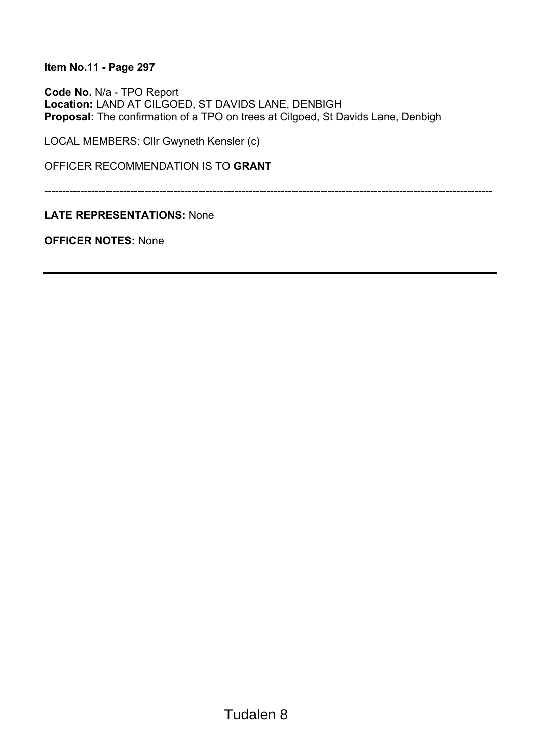**Item No.11 - Page 297**

**Code No.** N/a - TPO Report
**Location:** LAND AT CILGOED, ST DAVIDS LANE, DENBIGH
**Proposal:** The confirmation of a TPO on trees at Cilgoed, St Davids Lane, Denbigh

LOCAL MEMBERS: Cllr Gwyneth Kensler (c)

OFFICER RECOMMENDATION IS TO **GRANT**

---

**LATE REPRESENTATIONS:** None

**OFFICER NOTES:** None

---